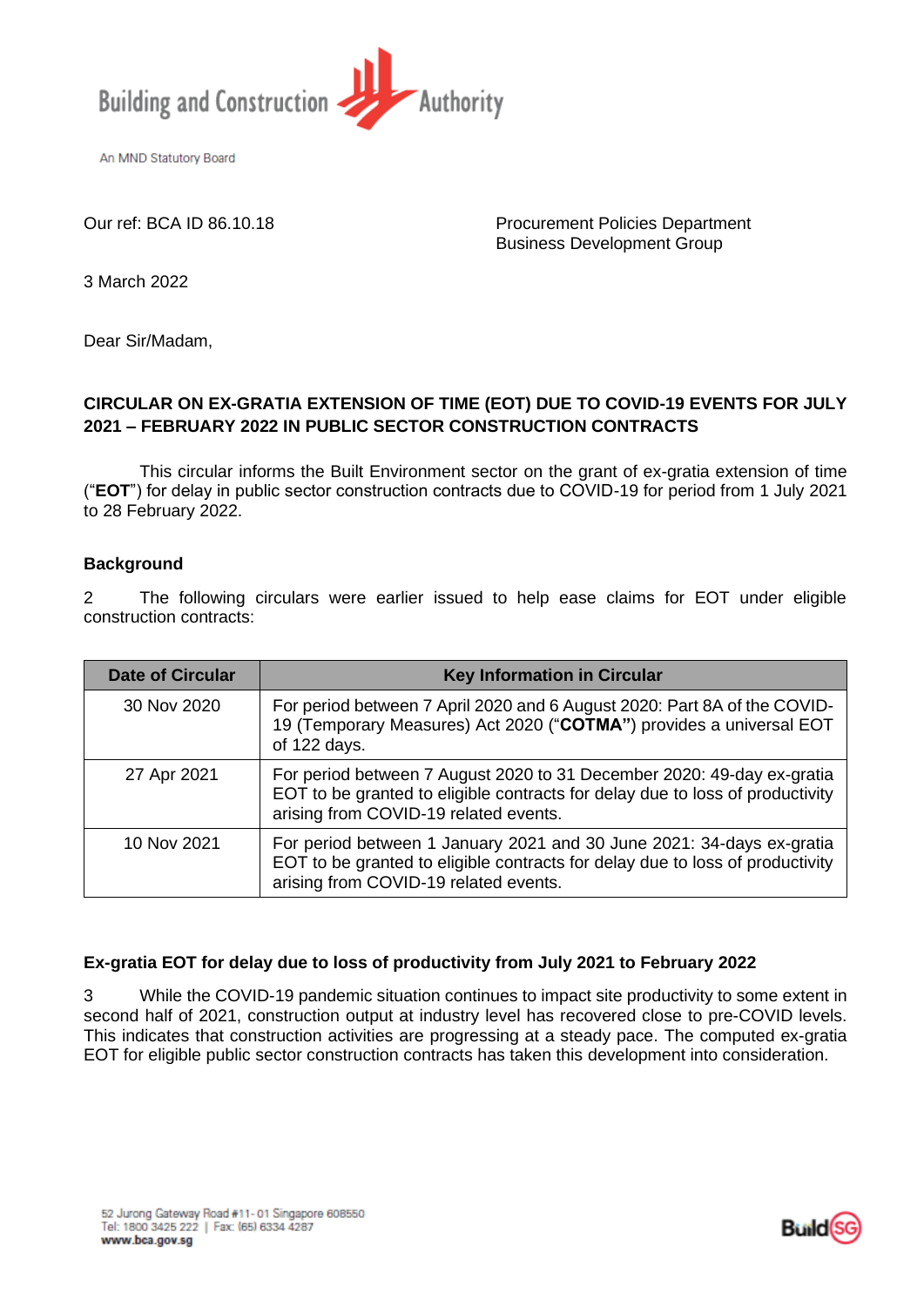Building and Construction Authority

An MND Statutory Board

Our ref: BCA ID 86.10.18

Procurement Policies Department
Business Development Group

3 March 2022

Dear Sir/Madam,

**CIRCULAR ON EX-GRATIA EXTENSION OF TIME (EOT) DUE TO COVID-19 EVENTS FOR JULY 2021 – FEBRUARY 2022 IN PUBLIC SECTOR CONSTRUCTION CONTRACTS**

This circular informs the Built Environment sector on the grant of ex-gratia extension of time ("**EOT**") for delay in public sector construction contracts due to COVID-19 for period from 1 July 2021 to 28 February 2022.

**Background**

2 The following circulars were earlier issued to help ease claims for EOT under eligible construction contracts:

| Date of Circular | Key Information in Circular |
| --- | --- |
| 30 Nov 2020 | For period between 7 April 2020 and 6 August 2020: Part 8A of the COVID-19 (Temporary Measures) Act 2020 ("**COTMA"**) provides a universal EOT of 122 days. |
| 27 Apr 2021 | For period between 7 August 2020 to 31 December 2020: 49-day ex-gratia EOT to be granted to eligible contracts for delay due to loss of productivity arising from COVID-19 related events. |
| 10 Nov 2021 | For period between 1 January 2021 and 30 June 2021: 34-days ex-gratia EOT to be granted to eligible contracts for delay due to loss of productivity arising from COVID-19 related events. |

**Ex-gratia EOT for delay due to loss of productivity from July 2021 to February 2022**

3 While the COVID-19 pandemic situation continues to impact site productivity to some extent in second half of 2021, construction output at industry level has recovered close to pre-COVID levels. This indicates that construction activities are progressing at a steady pace. The computed ex-gratia EOT for eligible public sector construction contracts has taken this development into consideration.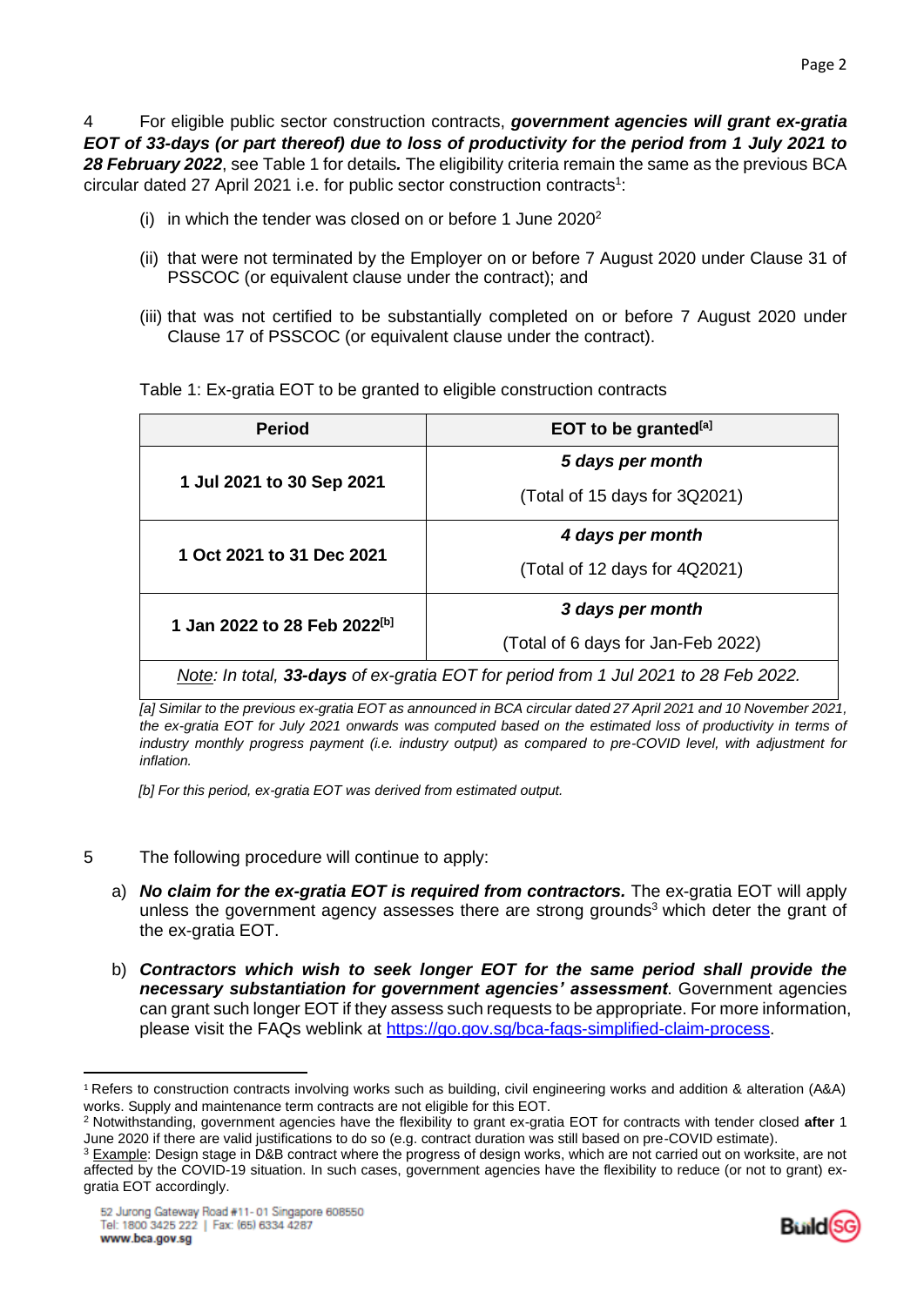4 For eligible public sector construction contracts, ***government agencies will grant ex-gratia EOT of 33-days (or part thereof) due to loss of productivity for the period from 1 July 2021 to 28 February 2022***, see Table 1 for details***.*** The eligibility criteria remain the same as the previous BCA circular dated 27 April 2021 i.e. for public sector construction contracts[1]:

(i) in which the tender was closed on or before 1 June 2020[2]

(ii) that were not terminated by the Employer on or before 7 August 2020 under Clause 31 of PSSCOC (or equivalent clause under the contract); and

(iii) that was not certified to be substantially completed on or before 7 August 2020 under Clause 17 of PSSCOC (or equivalent clause under the contract).

Table 1: Ex-gratia EOT to be granted to eligible construction contracts

| Period | EOT to be granted[a] |
|---|---|
| **1 Jul 2021 to 30 Sep 2021** | ***5 days per month***<br>(Total of 15 days for 3Q2021) |
| **1 Oct 2021 to 31 Dec 2021** | ***4 days per month***<br>(Total of 12 days for 4Q2021) |
| **1 Jan 2022 to 28 Feb 2022[b]** | ***3 days per month***<br>(Total of 6 days for Jan-Feb 2022) |
| *Note: In total, **33-days** of ex-gratia EOT for period from 1 Jul 2021 to 28 Feb 2022.* | |

*[a] Similar to the previous ex-gratia EOT as announced in BCA circular dated 27 April 2021 and 10 November 2021, the ex-gratia EOT for July 2021 onwards was computed based on the estimated loss of productivity in terms of industry monthly progress payment (i.e. industry output) as compared to pre-COVID level, with adjustment for inflation.*

*[b] For this period, ex-gratia EOT was derived from estimated output.*

5 The following procedure will continue to apply:

a) ***No claim for the ex-gratia EOT is required from contractors.*** The ex-gratia EOT will apply unless the government agency assesses there are strong grounds[3] which deter the grant of the ex-gratia EOT.

b) ***Contractors which wish to seek longer EOT for the same period shall provide the necessary substantiation for government agencies' assessment***. Government agencies can grant such longer EOT if they assess such requests to be appropriate. For more information, please visit the FAQs weblink at https://go.gov.sg/bca-faqs-simplified-claim-process.

---

[1] Refers to construction contracts involving works such as building, civil engineering works and addition & alteration (A&A) works. Supply and maintenance term contracts are not eligible for this EOT.

[2] Notwithstanding, government agencies have the flexibility to grant ex-gratia EOT for contracts with tender closed **after** 1 June 2020 if there are valid justifications to do so (e.g. contract duration was still based on pre-COVID estimate).

[3] Example: Design stage in D&B contract where the progress of design works, which are not carried out on worksite, are not affected by the COVID-19 situation. In such cases, government agencies have the flexibility to reduce (or not to grant) ex-gratia EOT accordingly.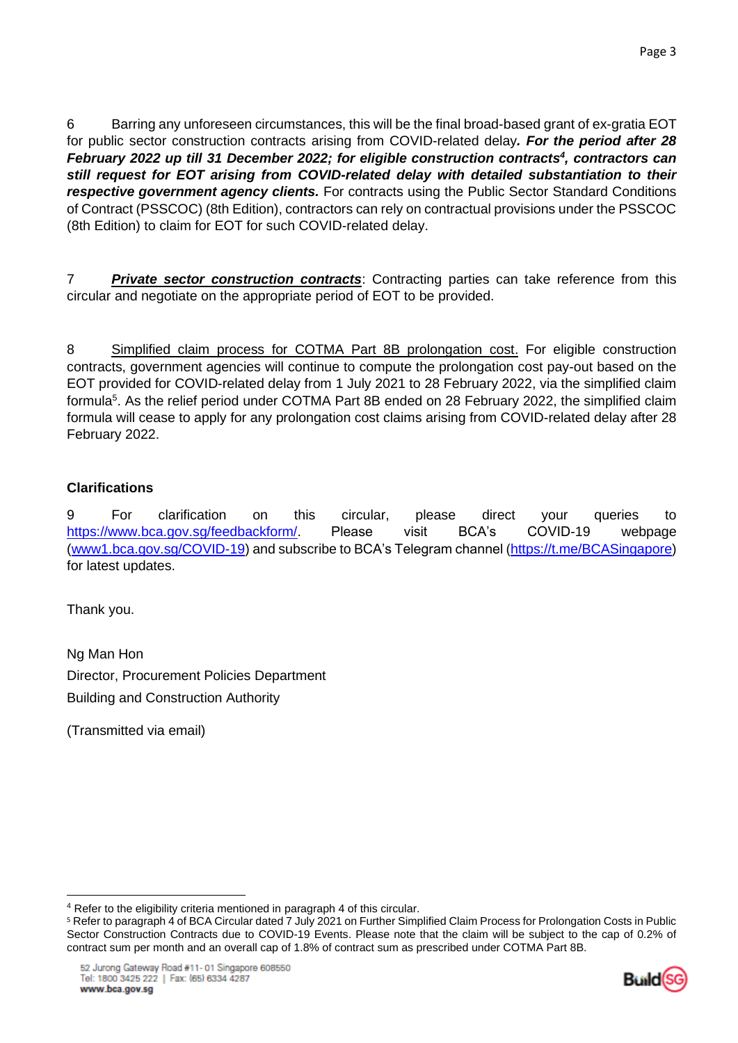6 Barring any unforeseen circumstances, this will be the final broad-based grant of ex-gratia EOT for public sector construction contracts arising from COVID-related delay***. For the period after 28 February 2022 up till 31 December 2022; for eligible construction contracts[4], contractors can still request for EOT arising from COVID-related delay with detailed substantiation to their respective government agency clients.*** For contracts using the Public Sector Standard Conditions of Contract (PSSCOC) (8th Edition), contractors can rely on contractual provisions under the PSSCOC (8th Edition) to claim for EOT for such COVID-related delay.

7 ***Private sector construction contracts***: Contracting parties can take reference from this circular and negotiate on the appropriate period of EOT to be provided.

8 Simplified claim process for COTMA Part 8B prolongation cost. For eligible construction contracts, government agencies will continue to compute the prolongation cost pay-out based on the EOT provided for COVID-related delay from 1 July 2021 to 28 February 2022, via the simplified claim formula[5]. As the relief period under COTMA Part 8B ended on 28 February 2022, the simplified claim formula will cease to apply for any prolongation cost claims arising from COVID-related delay after 28 February 2022.

**Clarifications**

9 For clarification on this circular, please direct your queries to https://www.bca.gov.sg/feedbackform/. Please visit BCA's COVID-19 webpage (www1.bca.gov.sg/COVID-19) and subscribe to BCA's Telegram channel (https://t.me/BCASingapore) for latest updates.

Thank you.

Ng Man Hon
Director, Procurement Policies Department
Building and Construction Authority

(Transmitted via email)

---

[4] Refer to the eligibility criteria mentioned in paragraph 4 of this circular.

[5] Refer to paragraph 4 of BCA Circular dated 7 July 2021 on Further Simplified Claim Process for Prolongation Costs in Public Sector Construction Contracts due to COVID-19 Events. Please note that the claim will be subject to the cap of 0.2% of contract sum per month and an overall cap of 1.8% of contract sum as prescribed under COTMA Part 8B.